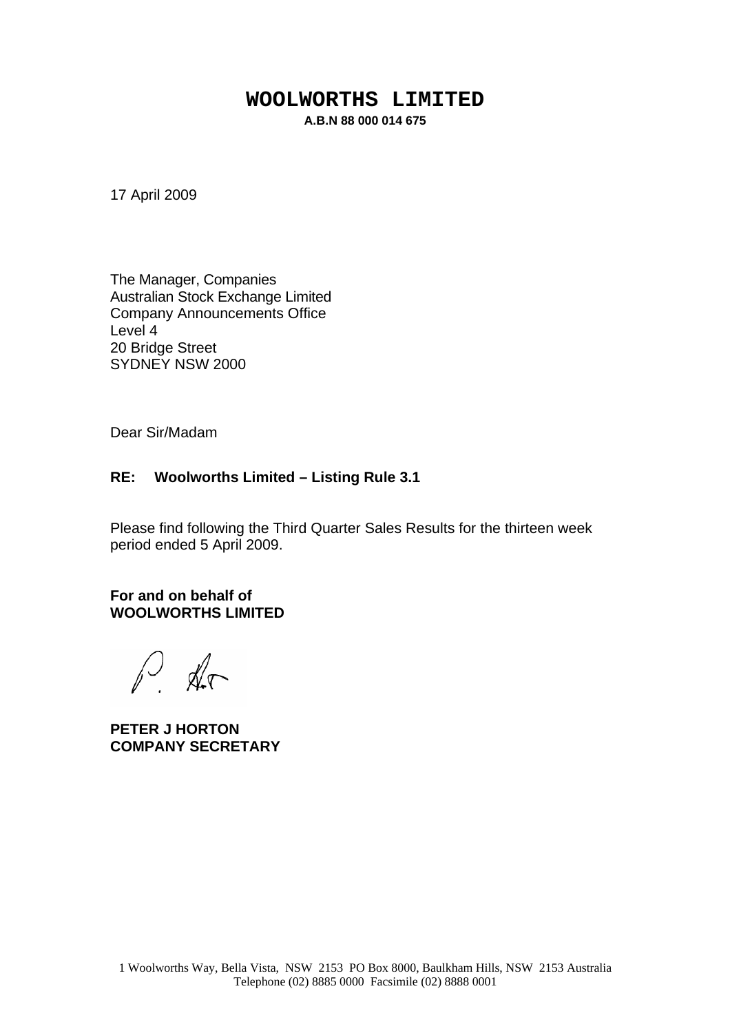# WOOLWORTHS LIMITED

**A.B.N 88 000 014 675**

17 April 2009

The Manager, Companies
Australian Stock Exchange Limited
Company Announcements Office
Level 4
20 Bridge Street
SYDNEY NSW 2000

Dear Sir/Madam

**RE: Woolworths Limited – Listing Rule 3.1**

Please find following the Third Quarter Sales Results for the thirteen week period ended 5 April 2009.

**For and on behalf of**
**WOOLWORTHS LIMITED**

**PETER J HORTON**
**COMPANY SECRETARY**

1 Woolworths Way, Bella Vista, NSW 2153 PO Box 8000, Baulkham Hills, NSW 2153 Australia
Telephone (02) 8885 0000 Facsimile (02) 8888 0001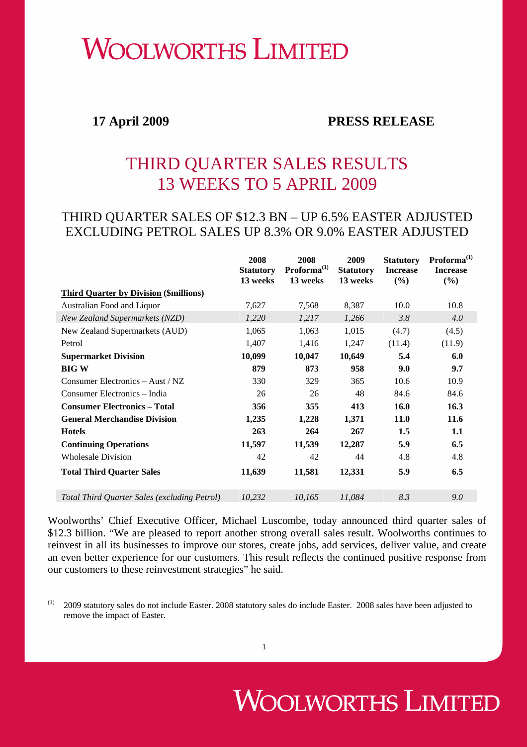# WOOLWORTHS LIMITED

**17 April 2009** **PRESS RELEASE**

## THIRD QUARTER SALES RESULTS 13 WEEKS TO 5 APRIL 2009

### THIRD QUARTER SALES OF \$12.3 BN – UP 6.5% EASTER ADJUSTED EXCLUDING PETROL SALES UP 8.3% OR 9.0% EASTER ADJUSTED

| | 2008 Statutory 13 weeks | 2008 Proforma[(1)] 13 weeks | 2009 Statutory 13 weeks | Statutory Increase (%) | Proforma[(1)] Increase (%) |
|---|---|---|---|---|---|
| **Third Quarter by Division (\$millions)** | | | | | |
| Australian Food and Liquor | 7,627 | 7,568 | 8,387 | 10.0 | 10.8 |
| *New Zealand Supermarkets (NZD)* | *1,220* | *1,217* | *1,266* | *3.8* | *4.0* |
| New Zealand Supermarkets (AUD) | 1,065 | 1,063 | 1,015 | (4.7) | (4.5) |
| Petrol | 1,407 | 1,416 | 1,247 | (11.4) | (11.9) |
| **Supermarket Division** | **10,099** | **10,047** | **10,649** | **5.4** | **6.0** |
| **BIG W** | **879** | **873** | **958** | **9.0** | **9.7** |
| Consumer Electronics – Aust / NZ | 330 | 329 | 365 | 10.6 | 10.9 |
| Consumer Electronics – India | 26 | 26 | 48 | 84.6 | 84.6 |
| **Consumer Electronics – Total** | **356** | **355** | **413** | **16.0** | **16.3** |
| **General Merchandise Division** | **1,235** | **1,228** | **1,371** | **11.0** | **11.6** |
| **Hotels** | **263** | **264** | **267** | **1.5** | **1.1** |
| **Continuing Operations** | **11,597** | **11,539** | **12,287** | **5.9** | **6.5** |
| Wholesale Division | 42 | 42 | 44 | 4.8 | 4.8 |
| **Total Third Quarter Sales** | **11,639** | **11,581** | **12,331** | **5.9** | **6.5** |
| *Total Third Quarter Sales (excluding Petrol)* | *10,232* | *10,165* | *11,084* | *8.3* | *9.0* |

Woolworths' Chief Executive Officer, Michael Luscombe, today announced third quarter sales of \$12.3 billion. "We are pleased to report another strong overall sales result. Woolworths continues to reinvest in all its businesses to improve our stores, create jobs, add services, deliver value, and create an even better experience for our customers. This result reflects the continued positive response from our customers to these reinvestment strategies" he said.

(1) 2009 statutory sales do not include Easter. 2008 statutory sales do include Easter. 2008 sales have been adjusted to remove the impact of Easter.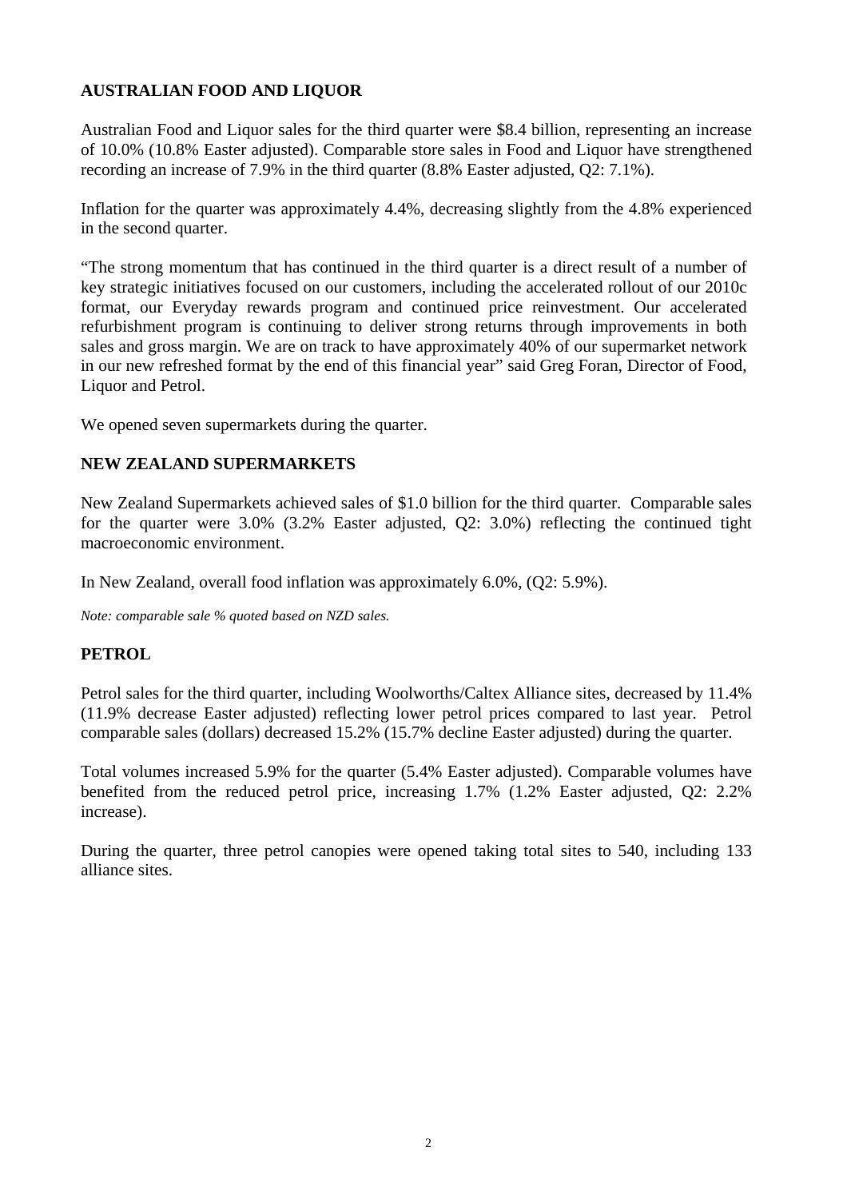## AUSTRALIAN FOOD AND LIQUOR

Australian Food and Liquor sales for the third quarter were $8.4 billion, representing an increase of 10.0% (10.8% Easter adjusted). Comparable store sales in Food and Liquor have strengthened recording an increase of 7.9% in the third quarter (8.8% Easter adjusted, Q2: 7.1%).

Inflation for the quarter was approximately 4.4%, decreasing slightly from the 4.8% experienced in the second quarter.

"The strong momentum that has continued in the third quarter is a direct result of a number of key strategic initiatives focused on our customers, including the accelerated rollout of our 2010c format, our Everyday rewards program and continued price reinvestment. Our accelerated refurbishment program is continuing to deliver strong returns through improvements in both sales and gross margin. We are on track to have approximately 40% of our supermarket network in our new refreshed format by the end of this financial year" said Greg Foran, Director of Food, Liquor and Petrol.

We opened seven supermarkets during the quarter.

## NEW ZEALAND SUPERMARKETS

New Zealand Supermarkets achieved sales of $1.0 billion for the third quarter. Comparable sales for the quarter were 3.0% (3.2% Easter adjusted, Q2: 3.0%) reflecting the continued tight macroeconomic environment.

In New Zealand, overall food inflation was approximately 6.0%, (Q2: 5.9%).

*Note: comparable sale % quoted based on NZD sales.*

## PETROL

Petrol sales for the third quarter, including Woolworths/Caltex Alliance sites, decreased by 11.4% (11.9% decrease Easter adjusted) reflecting lower petrol prices compared to last year. Petrol comparable sales (dollars) decreased 15.2% (15.7% decline Easter adjusted) during the quarter.

Total volumes increased 5.9% for the quarter (5.4% Easter adjusted). Comparable volumes have benefited from the reduced petrol price, increasing 1.7% (1.2% Easter adjusted, Q2: 2.2% increase).

During the quarter, three petrol canopies were opened taking total sites to 540, including 133 alliance sites.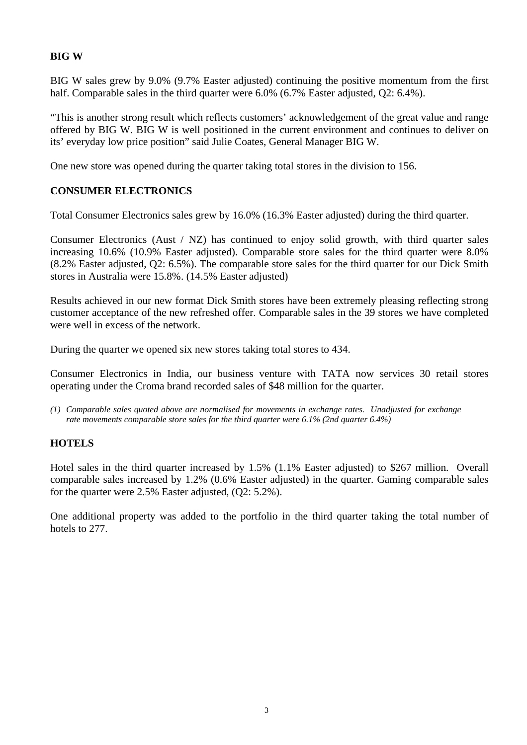## BIG W

BIG W sales grew by 9.0% (9.7% Easter adjusted) continuing the positive momentum from the first half. Comparable sales in the third quarter were 6.0% (6.7% Easter adjusted, Q2: 6.4%).

"This is another strong result which reflects customers' acknowledgement of the great value and range offered by BIG W. BIG W is well positioned in the current environment and continues to deliver on its' everyday low price position" said Julie Coates, General Manager BIG W.

One new store was opened during the quarter taking total stores in the division to 156.

## CONSUMER ELECTRONICS

Total Consumer Electronics sales grew by 16.0% (16.3% Easter adjusted) during the third quarter.

Consumer Electronics (Aust / NZ) has continued to enjoy solid growth, with third quarter sales increasing 10.6% (10.9% Easter adjusted). Comparable store sales for the third quarter were 8.0% (8.2% Easter adjusted, Q2: 6.5%). The comparable store sales for the third quarter for our Dick Smith stores in Australia were 15.8%. (14.5% Easter adjusted)

Results achieved in our new format Dick Smith stores have been extremely pleasing reflecting strong customer acceptance of the new refreshed offer. Comparable sales in the 39 stores we have completed were well in excess of the network.

During the quarter we opened six new stores taking total stores to 434.

Consumer Electronics in India, our business venture with TATA now services 30 retail stores operating under the Croma brand recorded sales of $48 million for the quarter.

*(1) Comparable sales quoted above are normalised for movements in exchange rates. Unadjusted for exchange rate movements comparable store sales for the third quarter were 6.1% (2nd quarter 6.4%)*

## HOTELS

Hotel sales in the third quarter increased by 1.5% (1.1% Easter adjusted) to $267 million. Overall comparable sales increased by 1.2% (0.6% Easter adjusted) in the quarter. Gaming comparable sales for the quarter were 2.5% Easter adjusted, (Q2: 5.2%).

One additional property was added to the portfolio in the third quarter taking the total number of hotels to 277.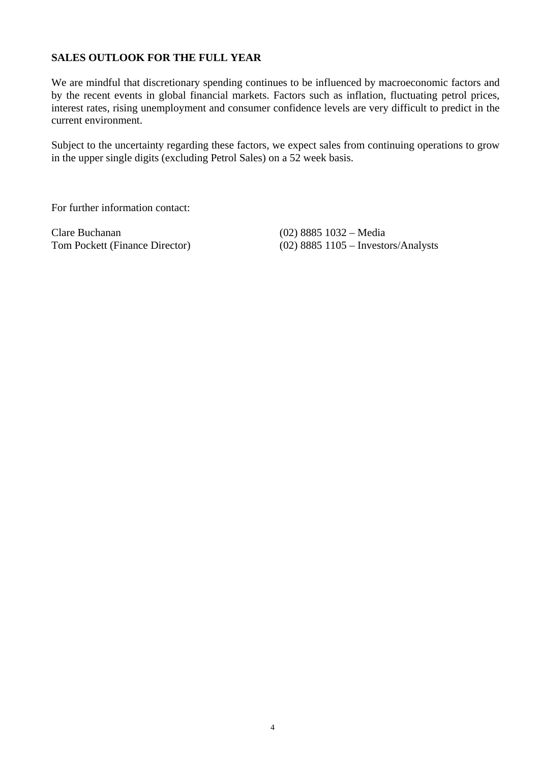**SALES OUTLOOK FOR THE FULL YEAR**

We are mindful that discretionary spending continues to be influenced by macroeconomic factors and by the recent events in global financial markets. Factors such as inflation, fluctuating petrol prices, interest rates, rising unemployment and consumer confidence levels are very difficult to predict in the current environment.

Subject to the uncertainty regarding these factors, we expect sales from continuing operations to grow in the upper single digits (excluding Petrol Sales) on a 52 week basis.

For further information contact:

| | |
|---|---|
| Clare Buchanan | (02) 8885 1032 – Media |
| Tom Pockett (Finance Director) | (02) 8885 1105 – Investors/Analysts |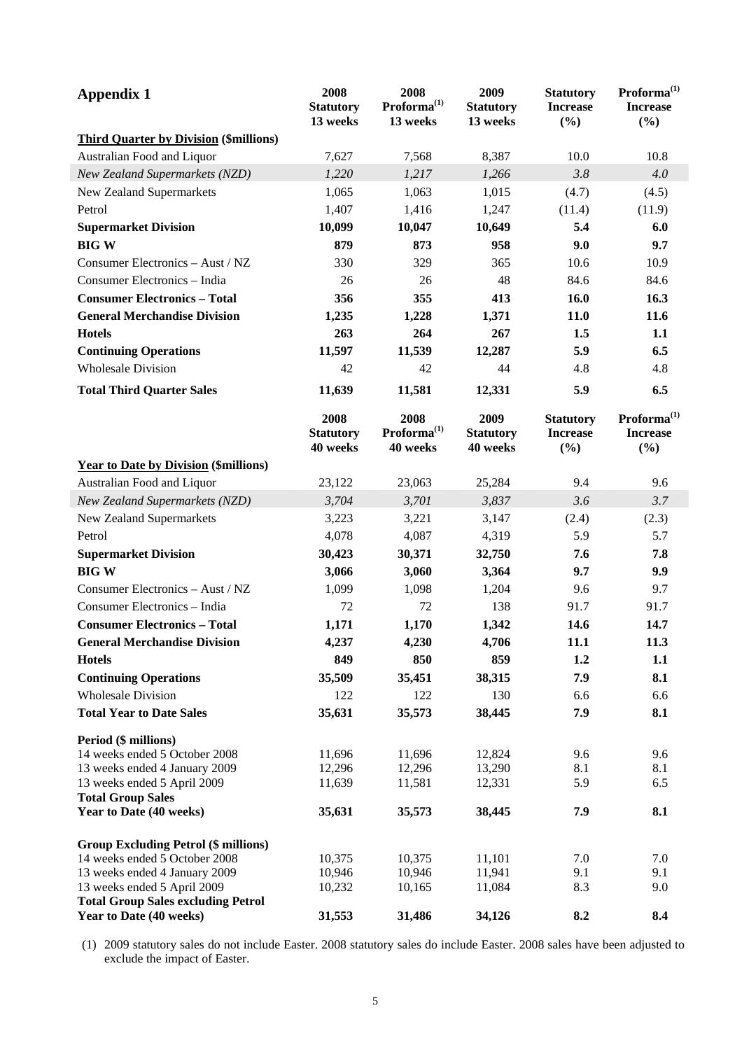## Appendix 1

| | 2008 Statutory 13 weeks | 2008 Proforma[(1)] 13 weeks | 2009 Statutory 13 weeks | Statutory Increase (%) | Proforma[(1)] Increase (%) |
|---|---|---|---|---|---|
| **Third Quarter by Division ($millions)** | | | | | |
| Australian Food and Liquor | 7,627 | 7,568 | 8,387 | 10.0 | 10.8 |
| *New Zealand Supermarkets (NZD)* | *1,220* | *1,217* | *1,266* | *3.8* | *4.0* |
| New Zealand Supermarkets | 1,065 | 1,063 | 1,015 | (4.7) | (4.5) |
| Petrol | 1,407 | 1,416 | 1,247 | (11.4) | (11.9) |
| **Supermarket Division** | **10,099** | **10,047** | **10,649** | **5.4** | **6.0** |
| **BIG W** | **879** | **873** | **958** | **9.0** | **9.7** |
| Consumer Electronics – Aust / NZ | 330 | 329 | 365 | 10.6 | 10.9 |
| Consumer Electronics – India | 26 | 26 | 48 | 84.6 | 84.6 |
| **Consumer Electronics – Total** | **356** | **355** | **413** | **16.0** | **16.3** |
| **General Merchandise Division** | **1,235** | **1,228** | **1,371** | **11.0** | **11.6** |
| **Hotels** | **263** | **264** | **267** | **1.5** | **1.1** |
| **Continuing Operations** | **11,597** | **11,539** | **12,287** | **5.9** | **6.5** |
| Wholesale Division | 42 | 42 | 44 | 4.8 | 4.8 |
| **Total Third Quarter Sales** | **11,639** | **11,581** | **12,331** | **5.9** | **6.5** |

| | 2008 Statutory 40 weeks | 2008 Proforma[(1)] 40 weeks | 2009 Statutory 40 weeks | Statutory Increase (%) | Proforma[(1)] Increase (%) |
|---|---|---|---|---|---|
| **Year to Date by Division ($millions)** | | | | | |
| Australian Food and Liquor | 23,122 | 23,063 | 25,284 | 9.4 | 9.6 |
| *New Zealand Supermarkets (NZD)* | *3,704* | *3,701* | *3,837* | *3.6* | *3.7* |
| New Zealand Supermarkets | 3,223 | 3,221 | 3,147 | (2.4) | (2.3) |
| Petrol | 4,078 | 4,087 | 4,319 | 5.9 | 5.7 |
| **Supermarket Division** | **30,423** | **30,371** | **32,750** | **7.6** | **7.8** |
| **BIG W** | **3,066** | **3,060** | **3,364** | **9.7** | **9.9** |
| Consumer Electronics – Aust / NZ | 1,099 | 1,098 | 1,204 | 9.6 | 9.7 |
| Consumer Electronics – India | 72 | 72 | 138 | 91.7 | 91.7 |
| **Consumer Electronics – Total** | **1,171** | **1,170** | **1,342** | **14.6** | **14.7** |
| **General Merchandise Division** | **4,237** | **4,230** | **4,706** | **11.1** | **11.3** |
| **Hotels** | **849** | **850** | **859** | **1.2** | **1.1** |
| **Continuing Operations** | **35,509** | **35,451** | **38,315** | **7.9** | **8.1** |
| Wholesale Division | 122 | 122 | 130 | 6.6 | 6.6 |
| **Total Year to Date Sales** | **35,631** | **35,573** | **38,445** | **7.9** | **8.1** |
| **Period ($ millions)** | | | | | |
| 14 weeks ended 5 October 2008 | 11,696 | 11,696 | 12,824 | 9.6 | 9.6 |
| 13 weeks ended 4 January 2009 | 12,296 | 12,296 | 13,290 | 8.1 | 8.1 |
| 13 weeks ended 5 April 2009 | 11,639 | 11,581 | 12,331 | 5.9 | 6.5 |
| **Total Group Sales Year to Date (40 weeks)** | **35,631** | **35,573** | **38,445** | **7.9** | **8.1** |
| **Group Excluding Petrol ($ millions)** | | | | | |
| 14 weeks ended 5 October 2008 | 10,375 | 10,375 | 11,101 | 7.0 | 7.0 |
| 13 weeks ended 4 January 2009 | 10,946 | 10,946 | 11,941 | 9.1 | 9.1 |
| 13 weeks ended 5 April 2009 | 10,232 | 10,165 | 11,084 | 8.3 | 9.0 |
| **Total Group Sales excluding Petrol Year to Date (40 weeks)** | **31,553** | **31,486** | **34,126** | **8.2** | **8.4** |

(1) 2009 statutory sales do not include Easter. 2008 statutory sales do include Easter. 2008 sales have been adjusted to exclude the impact of Easter.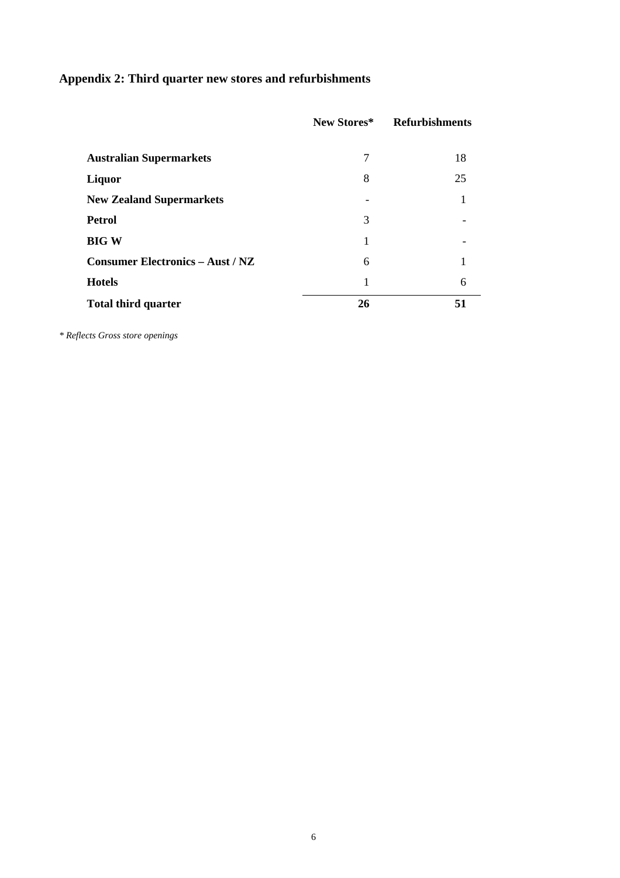## Appendix 2: Third quarter new stores and refurbishments

| | New Stores* | Refurbishments |
|---|---|---|
| **Australian Supermarkets** | 7 | 18 |
| **Liquor** | 8 | 25 |
| **New Zealand Supermarkets** | - | 1 |
| **Petrol** | 3 | - |
| **BIG W** | 1 | - |
| **Consumer Electronics – Aust / NZ** | 6 | 1 |
| **Hotels** | 1 | 6 |
| **Total third quarter** | **26** | **51** |

*\* Reflects Gross store openings*